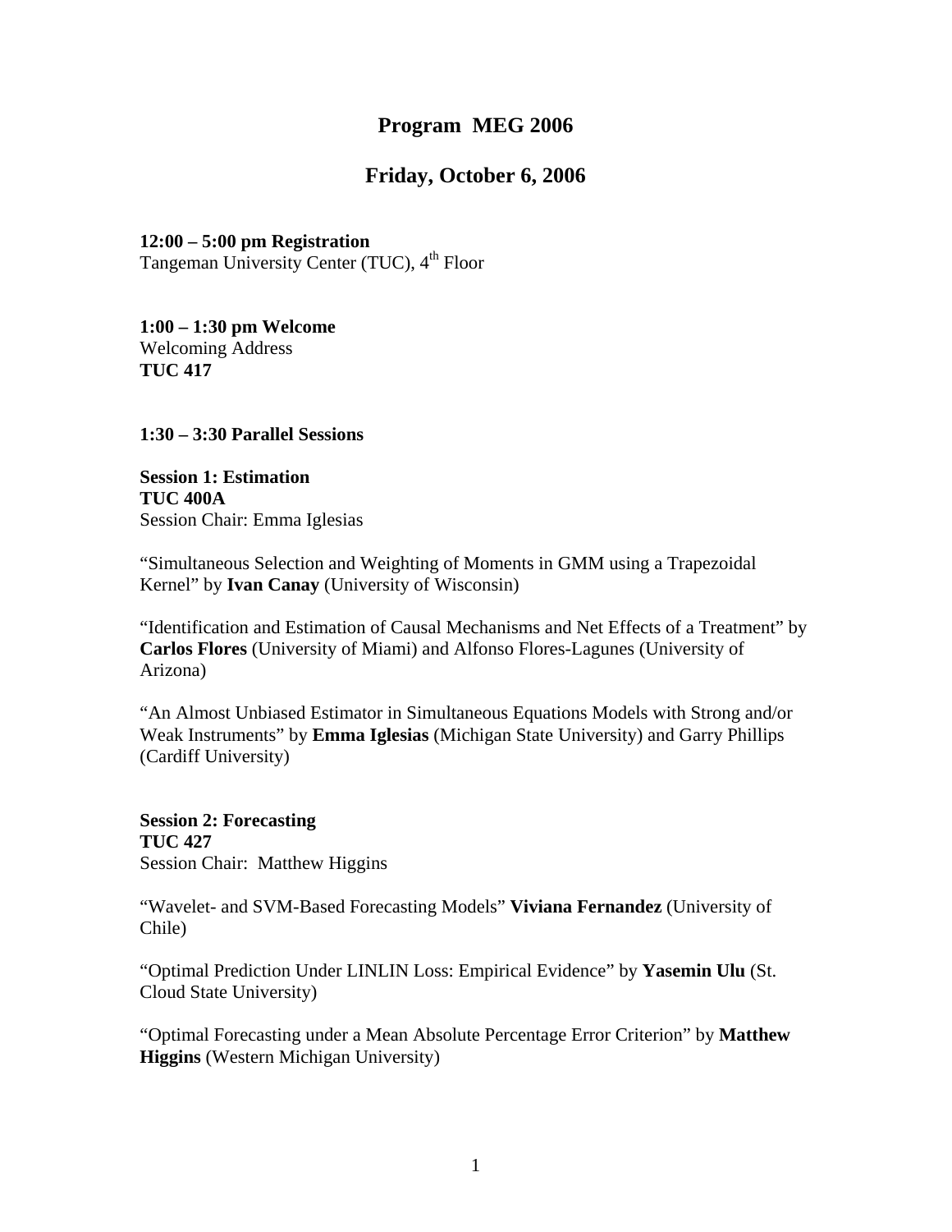# Program MEG 2006

## Friday, October 6, 2006

**12:00 – 5:00 pm Registration**
Tangeman University Center (TUC), 4th Floor

**1:00 – 1:30 pm Welcome**
Welcoming Address
**TUC 417**

**1:30 – 3:30 Parallel Sessions**

**Session 1: Estimation**
**TUC 400A**
Session Chair: Emma Iglesias

"Simultaneous Selection and Weighting of Moments in GMM using a Trapezoidal Kernel" by **Ivan Canay** (University of Wisconsin)

"Identification and Estimation of Causal Mechanisms and Net Effects of a Treatment" by **Carlos Flores** (University of Miami) and Alfonso Flores-Lagunes (University of Arizona)

"An Almost Unbiased Estimator in Simultaneous Equations Models with Strong and/or Weak Instruments" by **Emma Iglesias** (Michigan State University) and Garry Phillips (Cardiff University)

**Session 2: Forecasting**
**TUC 427**
Session Chair: Matthew Higgins

"Wavelet- and SVM-Based Forecasting Models" **Viviana Fernandez** (University of Chile)

"Optimal Prediction Under LINLIN Loss: Empirical Evidence" by **Yasemin Ulu** (St. Cloud State University)

"Optimal Forecasting under a Mean Absolute Percentage Error Criterion" by **Matthew Higgins** (Western Michigan University)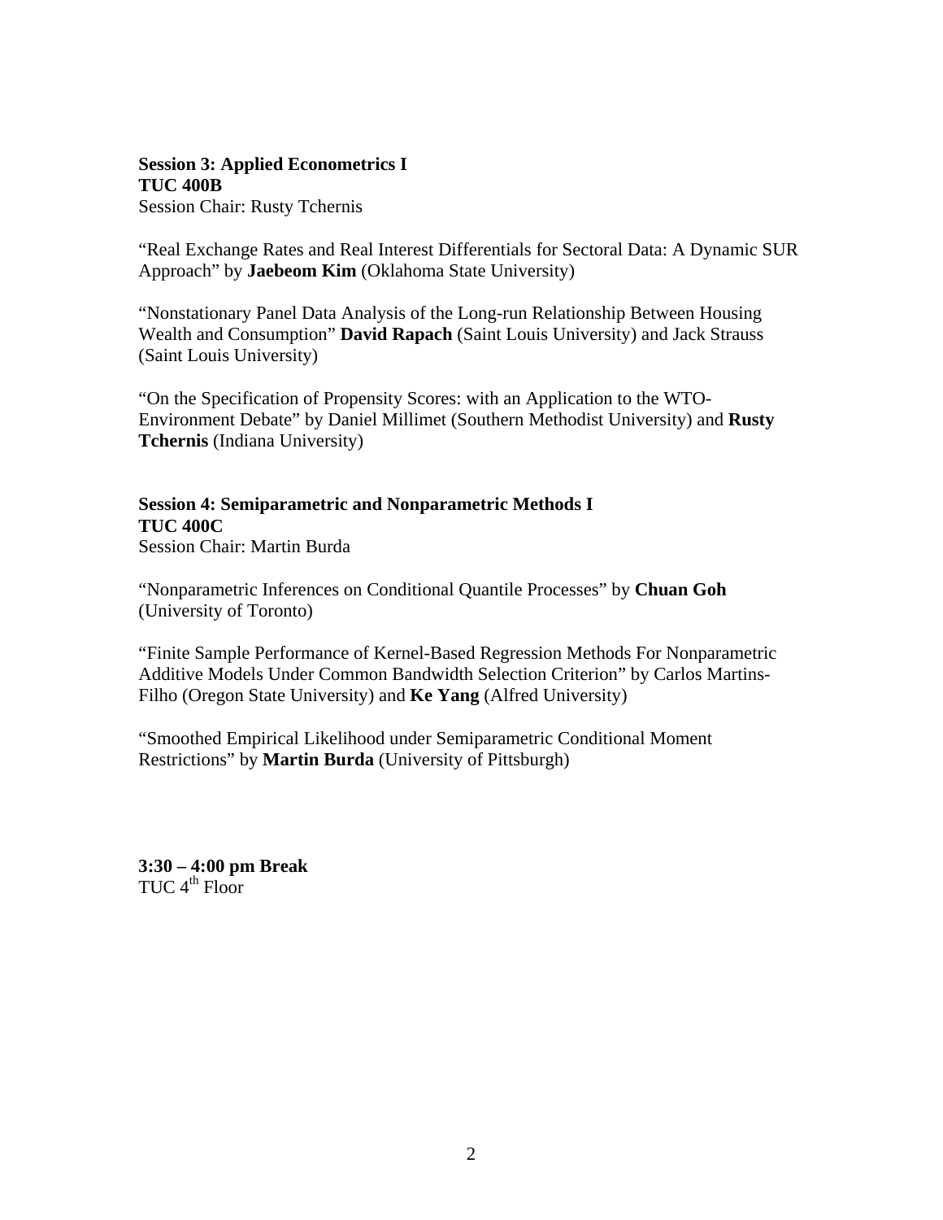**Session 3: Applied Econometrics I**
**TUC 400B**
Session Chair: Rusty Tchernis

"Real Exchange Rates and Real Interest Differentials for Sectoral Data: A Dynamic SUR Approach" by **Jaebeom Kim** (Oklahoma State University)

"Nonstationary Panel Data Analysis of the Long-run Relationship Between Housing Wealth and Consumption" **David Rapach** (Saint Louis University) and Jack Strauss (Saint Louis University)

"On the Specification of Propensity Scores: with an Application to the WTO-Environment Debate" by Daniel Millimet (Southern Methodist University) and **Rusty Tchernis** (Indiana University)

**Session 4: Semiparametric and Nonparametric Methods I**
**TUC 400C**
Session Chair: Martin Burda

"Nonparametric Inferences on Conditional Quantile Processes" by **Chuan Goh** (University of Toronto)

"Finite Sample Performance of Kernel-Based Regression Methods For Nonparametric Additive Models Under Common Bandwidth Selection Criterion" by Carlos Martins-Filho (Oregon State University) and **Ke Yang** (Alfred University)

"Smoothed Empirical Likelihood under Semiparametric Conditional Moment Restrictions" by **Martin Burda** (University of Pittsburgh)

**3:30 – 4:00 pm Break**
TUC 4th Floor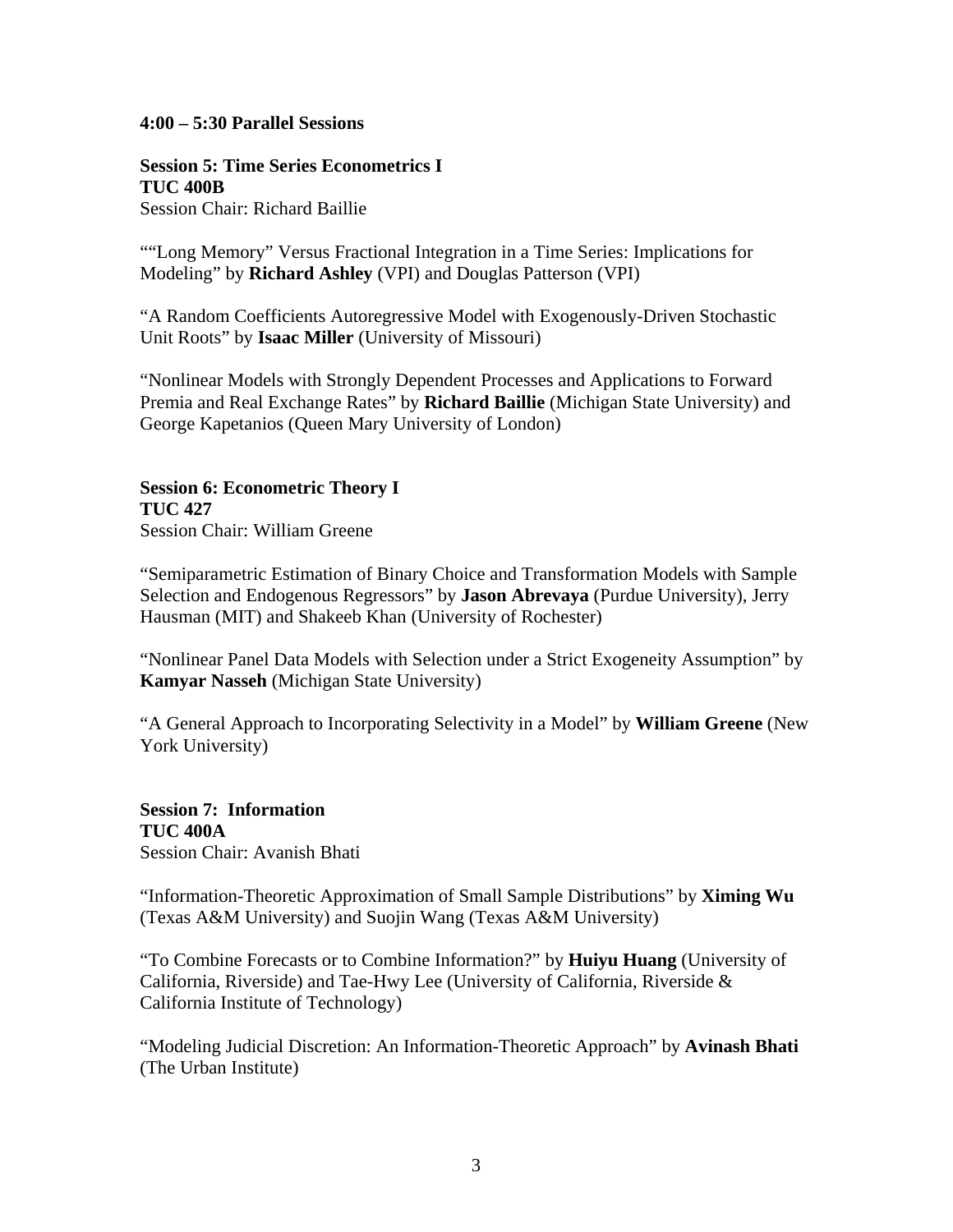**4:00 – 5:30 Parallel Sessions**

**Session 5: Time Series Econometrics I**
**TUC 400B**
Session Chair: Richard Baillie

""Long Memory" Versus Fractional Integration in a Time Series: Implications for Modeling" by **Richard Ashley** (VPI) and Douglas Patterson (VPI)

"A Random Coefficients Autoregressive Model with Exogenously-Driven Stochastic Unit Roots" by **Isaac Miller** (University of Missouri)

"Nonlinear Models with Strongly Dependent Processes and Applications to Forward Premia and Real Exchange Rates" by **Richard Baillie** (Michigan State University) and George Kapetanios (Queen Mary University of London)

**Session 6: Econometric Theory I**
**TUC 427**
Session Chair: William Greene

"Semiparametric Estimation of Binary Choice and Transformation Models with Sample Selection and Endogenous Regressors" by **Jason Abrevaya** (Purdue University), Jerry Hausman (MIT) and Shakeeb Khan (University of Rochester)

"Nonlinear Panel Data Models with Selection under a Strict Exogeneity Assumption" by **Kamyar Nasseh** (Michigan State University)

"A General Approach to Incorporating Selectivity in a Model" by **William Greene** (New York University)

**Session 7: Information**
**TUC 400A**
Session Chair: Avanish Bhati

"Information-Theoretic Approximation of Small Sample Distributions" by **Ximing Wu** (Texas A&M University) and Suojin Wang (Texas A&M University)

"To Combine Forecasts or to Combine Information?" by **Huiyu Huang** (University of California, Riverside) and Tae-Hwy Lee (University of California, Riverside & California Institute of Technology)

"Modeling Judicial Discretion: An Information-Theoretic Approach" by **Avinash Bhati** (The Urban Institute)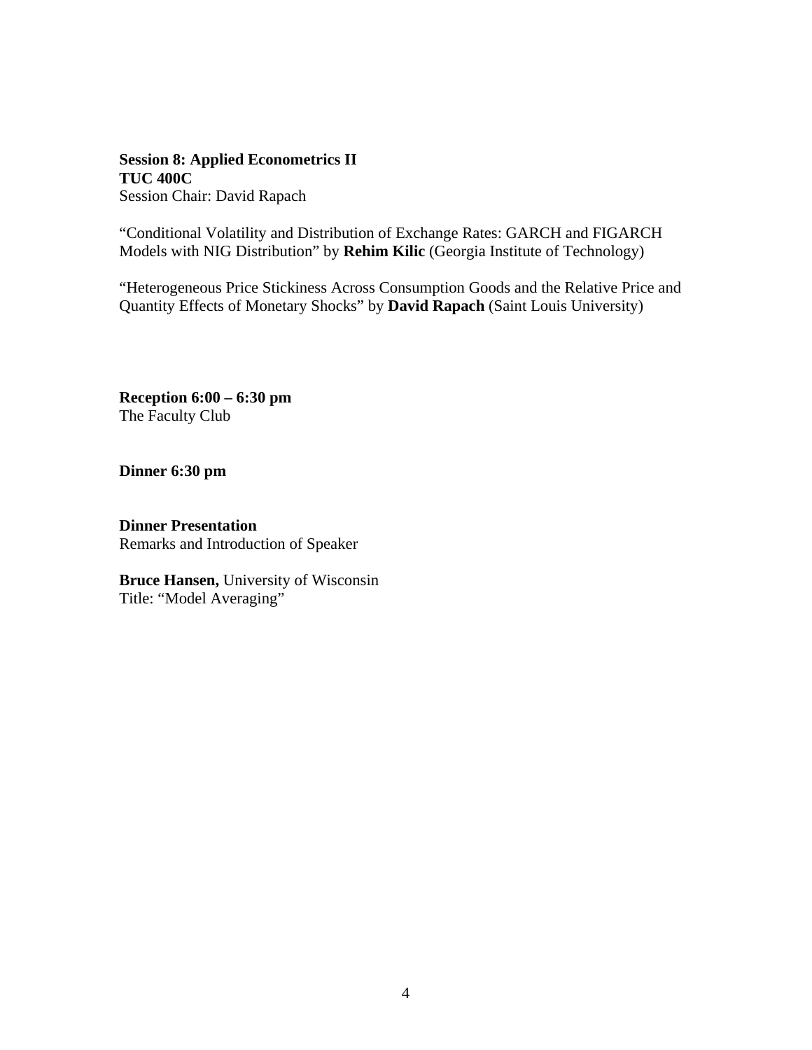**Session 8: Applied Econometrics II**
**TUC 400C**
Session Chair: David Rapach

"Conditional Volatility and Distribution of Exchange Rates: GARCH and FIGARCH Models with NIG Distribution" by **Rehim Kilic** (Georgia Institute of Technology)

"Heterogeneous Price Stickiness Across Consumption Goods and the Relative Price and Quantity Effects of Monetary Shocks" by **David Rapach** (Saint Louis University)

**Reception 6:00 – 6:30 pm**
The Faculty Club

**Dinner 6:30 pm**

**Dinner Presentation**
Remarks and Introduction of Speaker

**Bruce Hansen,** University of Wisconsin
Title: "Model Averaging"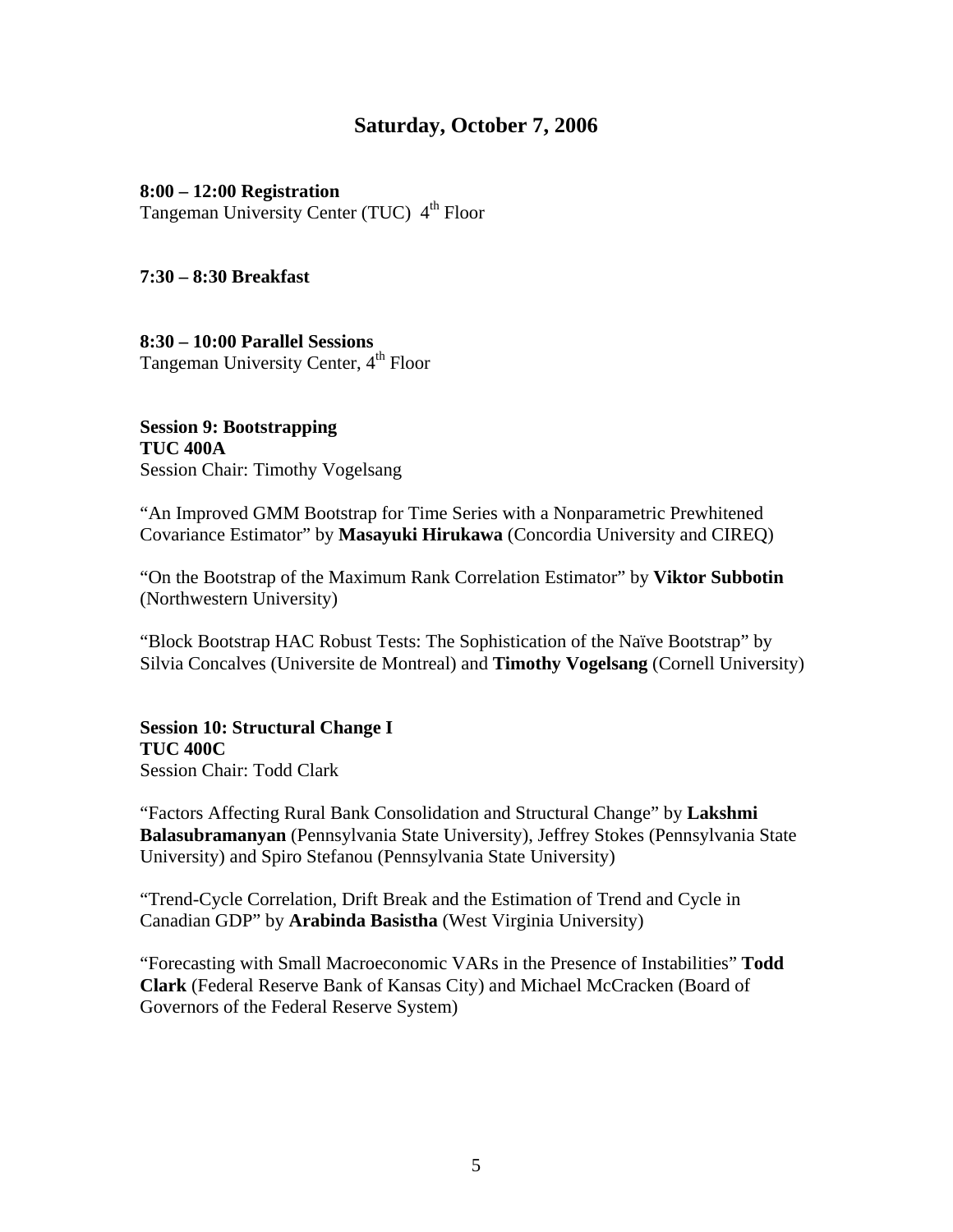## Saturday, October 7, 2006

**8:00 – 12:00 Registration**
Tangeman University Center (TUC) 4th Floor

**7:30 – 8:30 Breakfast**

**8:30 – 10:00 Parallel Sessions**
Tangeman University Center, 4th Floor

**Session 9: Bootstrapping**
**TUC 400A**
Session Chair: Timothy Vogelsang

"An Improved GMM Bootstrap for Time Series with a Nonparametric Prewhitened Covariance Estimator" by **Masayuki Hirukawa** (Concordia University and CIREQ)

"On the Bootstrap of the Maximum Rank Correlation Estimator" by **Viktor Subbotin** (Northwestern University)

"Block Bootstrap HAC Robust Tests: The Sophistication of the Naïve Bootstrap" by Silvia Concalves (Universite de Montreal) and **Timothy Vogelsang** (Cornell University)

**Session 10: Structural Change I**
**TUC 400C**
Session Chair: Todd Clark

"Factors Affecting Rural Bank Consolidation and Structural Change" by **Lakshmi Balasubramanyan** (Pennsylvania State University), Jeffrey Stokes (Pennsylvania State University) and Spiro Stefanou (Pennsylvania State University)

"Trend-Cycle Correlation, Drift Break and the Estimation of Trend and Cycle in Canadian GDP" by **Arabinda Basistha** (West Virginia University)

"Forecasting with Small Macroeconomic VARs in the Presence of Instabilities" **Todd Clark** (Federal Reserve Bank of Kansas City) and Michael McCracken (Board of Governors of the Federal Reserve System)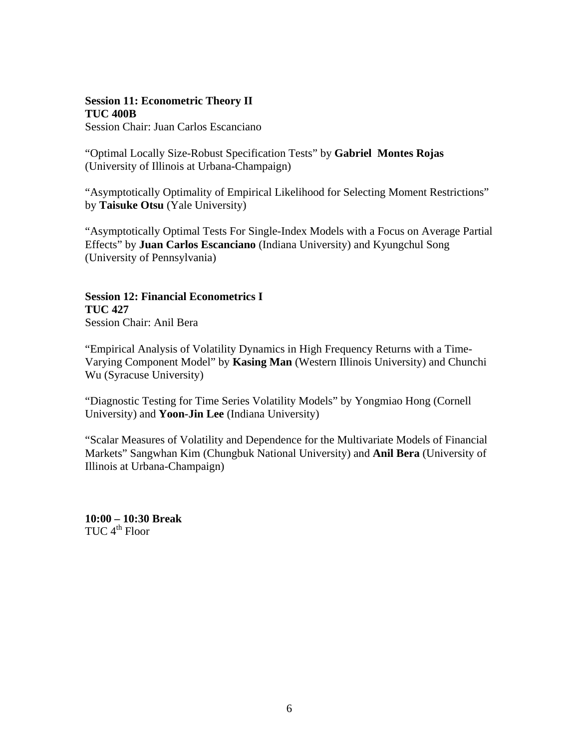**Session 11: Econometric Theory II**
**TUC 400B**
Session Chair: Juan Carlos Escanciano

"Optimal Locally Size-Robust Specification Tests" by **Gabriel Montes Rojas** (University of Illinois at Urbana-Champaign)

"Asymptotically Optimality of Empirical Likelihood for Selecting Moment Restrictions" by **Taisuke Otsu** (Yale University)

"Asymptotically Optimal Tests For Single-Index Models with a Focus on Average Partial Effects" by **Juan Carlos Escanciano** (Indiana University) and Kyungchul Song (University of Pennsylvania)

**Session 12: Financial Econometrics I**
**TUC 427**
Session Chair: Anil Bera

"Empirical Analysis of Volatility Dynamics in High Frequency Returns with a Time-Varying Component Model" by **Kasing Man** (Western Illinois University) and Chunchi Wu (Syracuse University)

"Diagnostic Testing for Time Series Volatility Models" by Yongmiao Hong (Cornell University) and **Yoon-Jin Lee** (Indiana University)

"Scalar Measures of Volatility and Dependence for the Multivariate Models of Financial Markets" Sangwhan Kim (Chungbuk National University) and **Anil Bera** (University of Illinois at Urbana-Champaign)

**10:00 – 10:30 Break**
TUC 4th Floor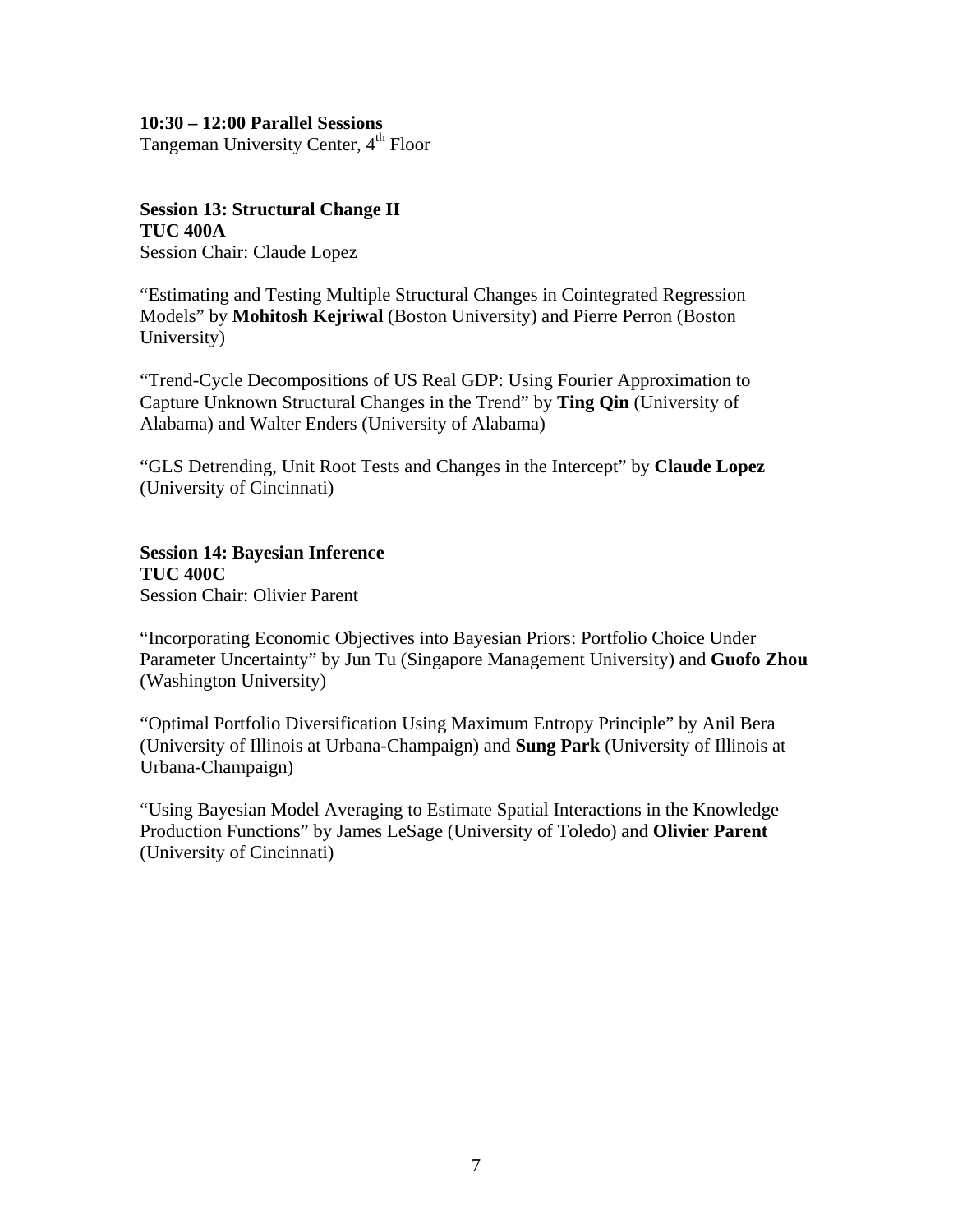**10:30 – 12:00 Parallel Sessions**
Tangeman University Center, 4th Floor

**Session 13: Structural Change II**
**TUC 400A**
Session Chair: Claude Lopez

"Estimating and Testing Multiple Structural Changes in Cointegrated Regression Models" by **Mohitosh Kejriwal** (Boston University) and Pierre Perron (Boston University)

"Trend-Cycle Decompositions of US Real GDP: Using Fourier Approximation to Capture Unknown Structural Changes in the Trend" by **Ting Qin** (University of Alabama) and Walter Enders (University of Alabama)

"GLS Detrending, Unit Root Tests and Changes in the Intercept" by **Claude Lopez** (University of Cincinnati)

**Session 14: Bayesian Inference**
**TUC 400C**
Session Chair: Olivier Parent

"Incorporating Economic Objectives into Bayesian Priors: Portfolio Choice Under Parameter Uncertainty" by Jun Tu (Singapore Management University) and **Guofo Zhou** (Washington University)

"Optimal Portfolio Diversification Using Maximum Entropy Principle" by Anil Bera (University of Illinois at Urbana-Champaign) and **Sung Park** (University of Illinois at Urbana-Champaign)

"Using Bayesian Model Averaging to Estimate Spatial Interactions in the Knowledge Production Functions" by James LeSage (University of Toledo) and **Olivier Parent** (University of Cincinnati)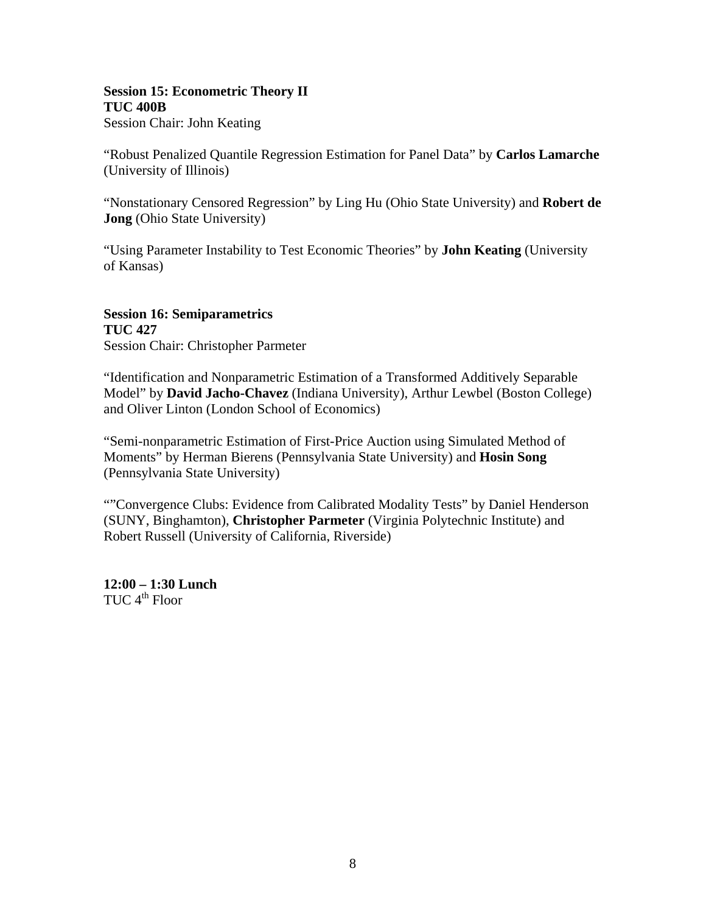**Session 15: Econometric Theory II**
**TUC 400B**
Session Chair: John Keating

"Robust Penalized Quantile Regression Estimation for Panel Data" by **Carlos Lamarche** (University of Illinois)

"Nonstationary Censored Regression" by Ling Hu (Ohio State University) and **Robert de Jong** (Ohio State University)

"Using Parameter Instability to Test Economic Theories" by **John Keating** (University of Kansas)

**Session 16: Semiparametrics**
**TUC 427**
Session Chair: Christopher Parmeter

"Identification and Nonparametric Estimation of a Transformed Additively Separable Model" by **David Jacho-Chavez** (Indiana University), Arthur Lewbel (Boston College) and Oliver Linton (London School of Economics)

"Semi-nonparametric Estimation of First-Price Auction using Simulated Method of Moments" by Herman Bierens (Pennsylvania State University) and **Hosin Song** (Pennsylvania State University)

""Convergence Clubs: Evidence from Calibrated Modality Tests" by Daniel Henderson (SUNY, Binghamton), **Christopher Parmeter** (Virginia Polytechnic Institute) and Robert Russell (University of California, Riverside)

**12:00 – 1:30 Lunch**
TUC 4th Floor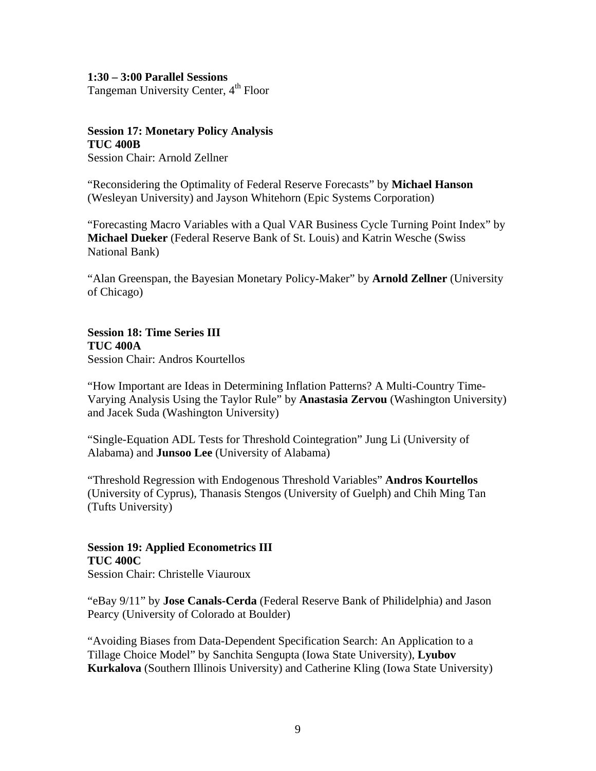**1:30 – 3:00 Parallel Sessions**
Tangeman University Center, 4th Floor

**Session 17: Monetary Policy Analysis**
**TUC 400B**
Session Chair: Arnold Zellner

"Reconsidering the Optimality of Federal Reserve Forecasts" by **Michael Hanson** (Wesleyan University) and Jayson Whitehorn (Epic Systems Corporation)

"Forecasting Macro Variables with a Qual VAR Business Cycle Turning Point Index" by **Michael Dueker** (Federal Reserve Bank of St. Louis) and Katrin Wesche (Swiss National Bank)

"Alan Greenspan, the Bayesian Monetary Policy-Maker" by **Arnold Zellner** (University of Chicago)

**Session 18: Time Series III**
**TUC 400A**
Session Chair: Andros Kourtellos

"How Important are Ideas in Determining Inflation Patterns? A Multi-Country Time-Varying Analysis Using the Taylor Rule" by **Anastasia Zervou** (Washington University) and Jacek Suda (Washington University)

"Single-Equation ADL Tests for Threshold Cointegration" Jung Li (University of Alabama) and **Junsoo Lee** (University of Alabama)

"Threshold Regression with Endogenous Threshold Variables" **Andros Kourtellos** (University of Cyprus), Thanasis Stengos (University of Guelph) and Chih Ming Tan (Tufts University)

**Session 19: Applied Econometrics III**
**TUC 400C**
Session Chair: Christelle Viauroux

"eBay 9/11" by **Jose Canals-Cerda** (Federal Reserve Bank of Philidelphia) and Jason Pearcy (University of Colorado at Boulder)

"Avoiding Biases from Data-Dependent Specification Search: An Application to a Tillage Choice Model" by Sanchita Sengupta (Iowa State University), **Lyubov Kurkalova** (Southern Illinois University) and Catherine Kling (Iowa State University)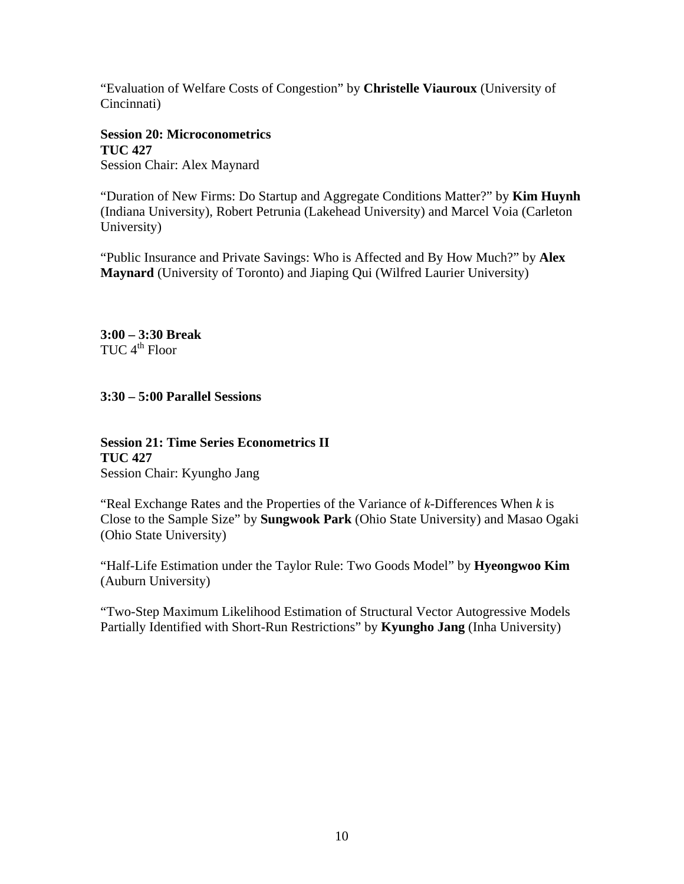"Evaluation of Welfare Costs of Congestion" by **Christelle Viauroux** (University of Cincinnati)

**Session 20: Microconometrics**
**TUC 427**
Session Chair: Alex Maynard

"Duration of New Firms: Do Startup and Aggregate Conditions Matter?" by **Kim Huynh** (Indiana University), Robert Petrunia (Lakehead University) and Marcel Voia (Carleton University)

"Public Insurance and Private Savings: Who is Affected and By How Much?" by **Alex Maynard** (University of Toronto) and Jiaping Qui (Wilfred Laurier University)

**3:00 – 3:30 Break**
TUC 4th Floor

**3:30 – 5:00 Parallel Sessions**

**Session 21: Time Series Econometrics II**
**TUC 427**
Session Chair: Kyungho Jang

"Real Exchange Rates and the Properties of the Variance of *k*-Differences When *k* is Close to the Sample Size" by **Sungwook Park** (Ohio State University) and Masao Ogaki (Ohio State University)

"Half-Life Estimation under the Taylor Rule: Two Goods Model" by **Hyeongwoo Kim** (Auburn University)

"Two-Step Maximum Likelihood Estimation of Structural Vector Autogressive Models Partially Identified with Short-Run Restrictions" by **Kyungho Jang** (Inha University)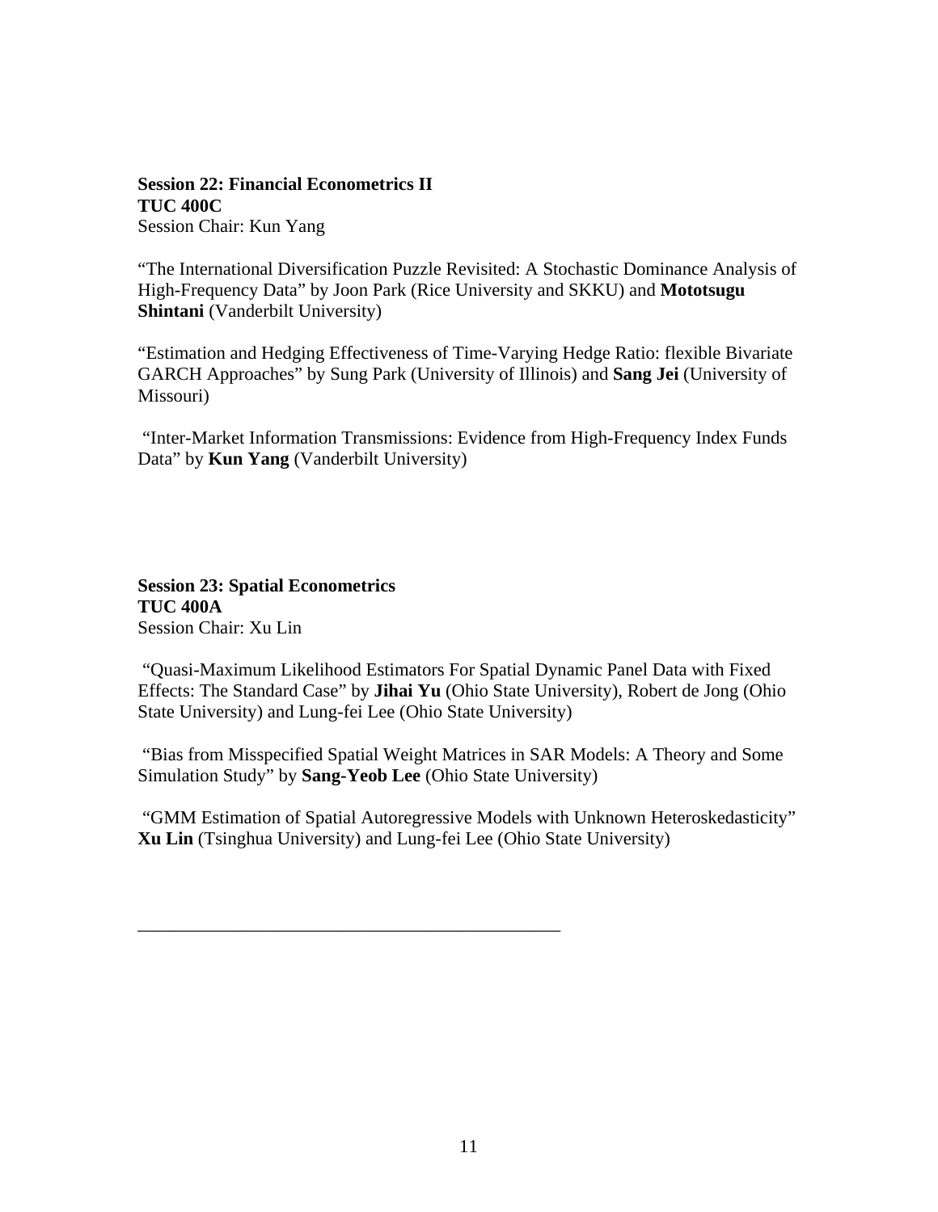**Session 22: Financial Econometrics II**
**TUC 400C**
Session Chair: Kun Yang

"The International Diversification Puzzle Revisited: A Stochastic Dominance Analysis of High-Frequency Data" by Joon Park (Rice University and SKKU) and **Mototsugu Shintani** (Vanderbilt University)

"Estimation and Hedging Effectiveness of Time-Varying Hedge Ratio: flexible Bivariate GARCH Approaches" by Sung Park (University of Illinois) and **Sang Jei** (University of Missouri)

"Inter-Market Information Transmissions: Evidence from High-Frequency Index Funds Data" by **Kun Yang** (Vanderbilt University)

**Session 23: Spatial Econometrics**
**TUC 400A**
Session Chair: Xu Lin

"Quasi-Maximum Likelihood Estimators For Spatial Dynamic Panel Data with Fixed Effects: The Standard Case" by **Jihai Yu** (Ohio State University), Robert de Jong (Ohio State University) and Lung-fei Lee (Ohio State University)

"Bias from Misspecified Spatial Weight Matrices in SAR Models: A Theory and Some Simulation Study" by **Sang-Yeob Lee** (Ohio State University)

"GMM Estimation of Spatial Autoregressive Models with Unknown Heteroskedasticity" **Xu Lin** (Tsinghua University) and Lung-fei Lee (Ohio State University)

---